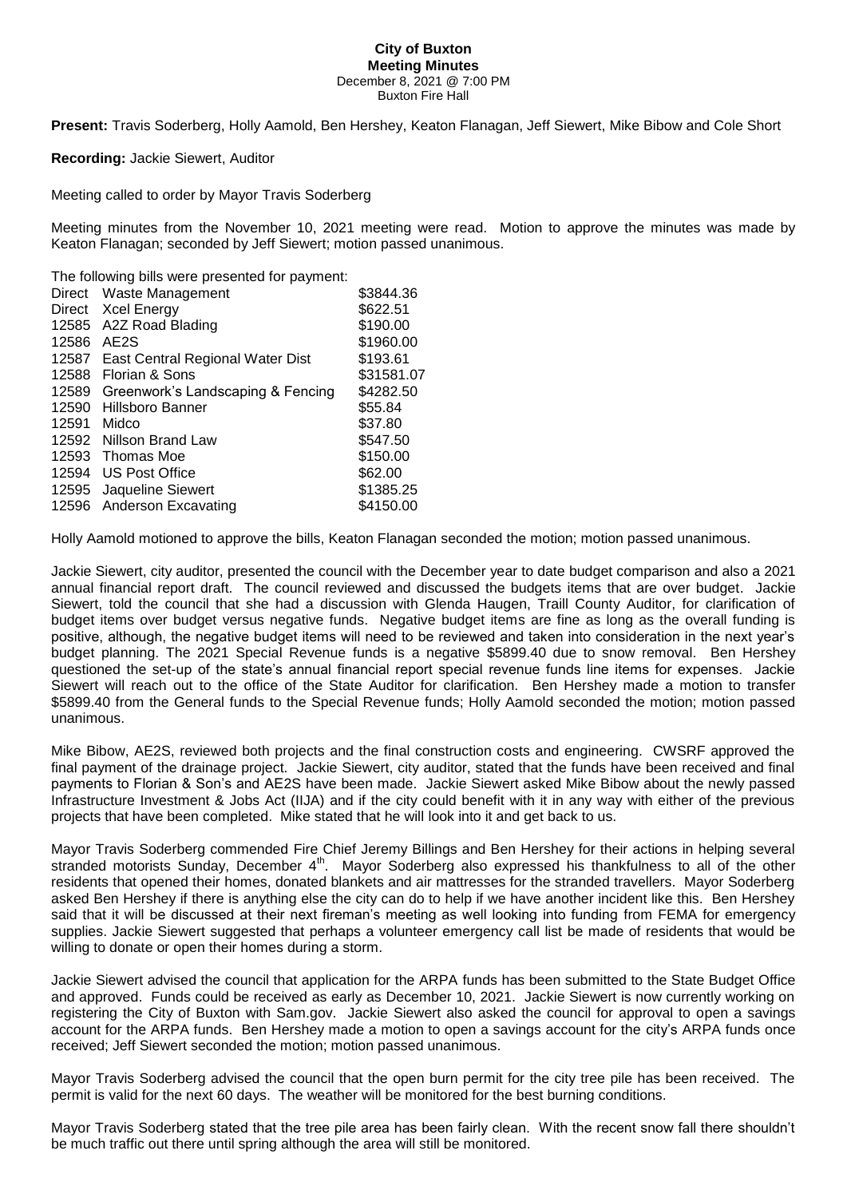**City of Buxton**
**Meeting Minutes**
December 8, 2021 @ 7:00 PM
Buxton Fire Hall

**Present:** Travis Soderberg, Holly Aamold, Ben Hershey, Keaton Flanagan, Jeff Siewert, Mike Bibow and Cole Short

**Recording:** Jackie Siewert, Auditor

Meeting called to order by Mayor Travis Soderberg

Meeting minutes from the November 10, 2021 meeting were read. Motion to approve the minutes was made by Keaton Flanagan; seconded by Jeff Siewert; motion passed unanimous.

The following bills were presented for payment:

| | | |
|---|---|---|
| Direct | Waste Management | \$3844.36 |
| Direct | Xcel Energy | \$622.51 |
| 12585 | A2Z Road Blading | \$190.00 |
| 12586 | AE2S | \$1960.00 |
| 12587 | East Central Regional Water Dist | \$193.61 |
| 12588 | Florian & Sons | \$31581.07 |
| 12589 | Greenwork's Landscaping & Fencing | \$4282.50 |
| 12590 | Hillsboro Banner | \$55.84 |
| 12591 | Midco | \$37.80 |
| 12592 | Nillson Brand Law | \$547.50 |
| 12593 | Thomas Moe | \$150.00 |
| 12594 | US Post Office | \$62.00 |
| 12595 | Jaqueline Siewert | \$1385.25 |
| 12596 | Anderson Excavating | \$4150.00 |

Holly Aamold motioned to approve the bills, Keaton Flanagan seconded the motion; motion passed unanimous.

Jackie Siewert, city auditor, presented the council with the December year to date budget comparison and also a 2021 annual financial report draft. The council reviewed and discussed the budgets items that are over budget. Jackie Siewert, told the council that she had a discussion with Glenda Haugen, Traill County Auditor, for clarification of budget items over budget versus negative funds. Negative budget items are fine as long as the overall funding is positive, although, the negative budget items will need to be reviewed and taken into consideration in the next year's budget planning. The 2021 Special Revenue funds is a negative \$5899.40 due to snow removal. Ben Hershey questioned the set-up of the state's annual financial report special revenue funds line items for expenses. Jackie Siewert will reach out to the office of the State Auditor for clarification. Ben Hershey made a motion to transfer \$5899.40 from the General funds to the Special Revenue funds; Holly Aamold seconded the motion; motion passed unanimous.

Mike Bibow, AE2S, reviewed both projects and the final construction costs and engineering. CWSRF approved the final payment of the drainage project. Jackie Siewert, city auditor, stated that the funds have been received and final payments to Florian & Son's and AE2S have been made. Jackie Siewert asked Mike Bibow about the newly passed Infrastructure Investment & Jobs Act (IIJA) and if the city could benefit with it in any way with either of the previous projects that have been completed. Mike stated that he will look into it and get back to us.

Mayor Travis Soderberg commended Fire Chief Jeremy Billings and Ben Hershey for their actions in helping several stranded motorists Sunday, December 4th. Mayor Soderberg also expressed his thankfulness to all of the other residents that opened their homes, donated blankets and air mattresses for the stranded travellers. Mayor Soderberg asked Ben Hershey if there is anything else the city can do to help if we have another incident like this. Ben Hershey said that it will be discussed at their next fireman's meeting as well looking into funding from FEMA for emergency supplies. Jackie Siewert suggested that perhaps a volunteer emergency call list be made of residents that would be willing to donate or open their homes during a storm.

Jackie Siewert advised the council that application for the ARPA funds has been submitted to the State Budget Office and approved. Funds could be received as early as December 10, 2021. Jackie Siewert is now currently working on registering the City of Buxton with Sam.gov. Jackie Siewert also asked the council for approval to open a savings account for the ARPA funds. Ben Hershey made a motion to open a savings account for the city's ARPA funds once received; Jeff Siewert seconded the motion; motion passed unanimous.

Mayor Travis Soderberg advised the council that the open burn permit for the city tree pile has been received. The permit is valid for the next 60 days. The weather will be monitored for the best burning conditions.

Mayor Travis Soderberg stated that the tree pile area has been fairly clean. With the recent snow fall there shouldn't be much traffic out there until spring although the area will still be monitored.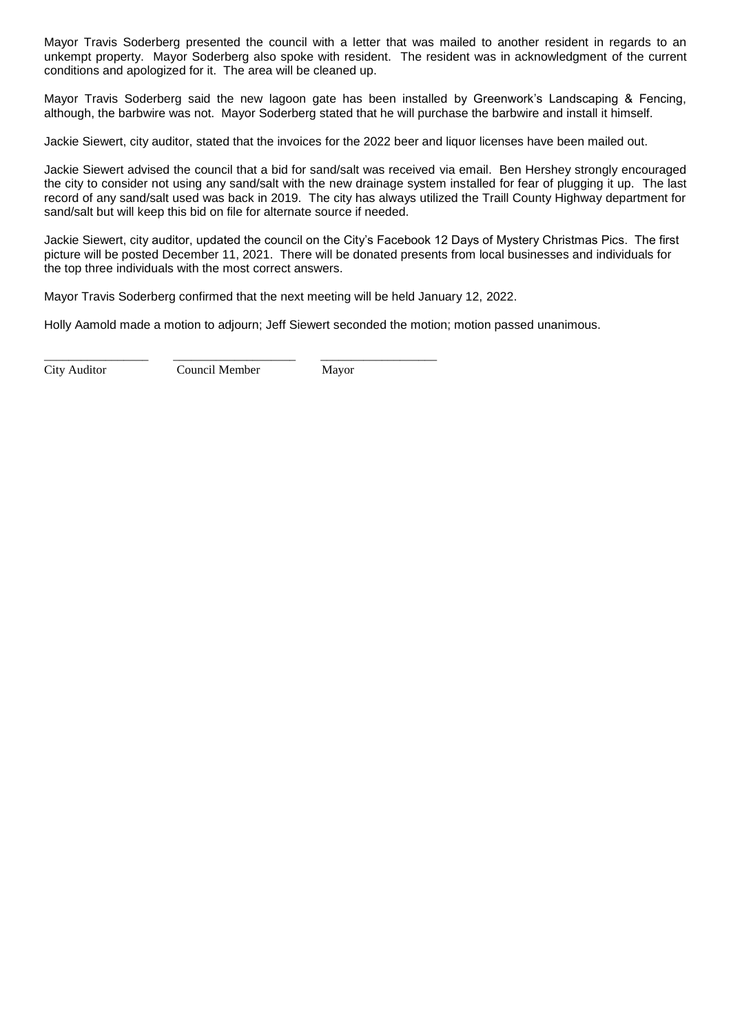Mayor Travis Soderberg presented the council with a letter that was mailed to another resident in regards to an unkempt property. Mayor Soderberg also spoke with resident. The resident was in acknowledgment of the current conditions and apologized for it. The area will be cleaned up.

Mayor Travis Soderberg said the new lagoon gate has been installed by Greenwork's Landscaping & Fencing, although, the barbwire was not. Mayor Soderberg stated that he will purchase the barbwire and install it himself.

Jackie Siewert, city auditor, stated that the invoices for the 2022 beer and liquor licenses have been mailed out.

Jackie Siewert advised the council that a bid for sand/salt was received via email. Ben Hershey strongly encouraged the city to consider not using any sand/salt with the new drainage system installed for fear of plugging it up. The last record of any sand/salt used was back in 2019. The city has always utilized the Traill County Highway department for sand/salt but will keep this bid on file for alternate source if needed.

Jackie Siewert, city auditor, updated the council on the City's Facebook 12 Days of Mystery Christmas Pics. The first picture will be posted December 11, 2021. There will be donated presents from local businesses and individuals for the top three individuals with the most correct answers.

Mayor Travis Soderberg confirmed that the next meeting will be held January 12, 2022.

Holly Aamold made a motion to adjourn; Jeff Siewert seconded the motion; motion passed unanimous.

\_\_\_\_\_\_\_\_\_\_\_\_\_\_\_\_ \_\_\_\_\_\_\_\_\_\_\_\_\_\_\_\_\_\_\_ \_\_\_\_\_\_\_\_\_\_\_\_\_\_\_\_\_\_

City Auditor Council Member Mayor